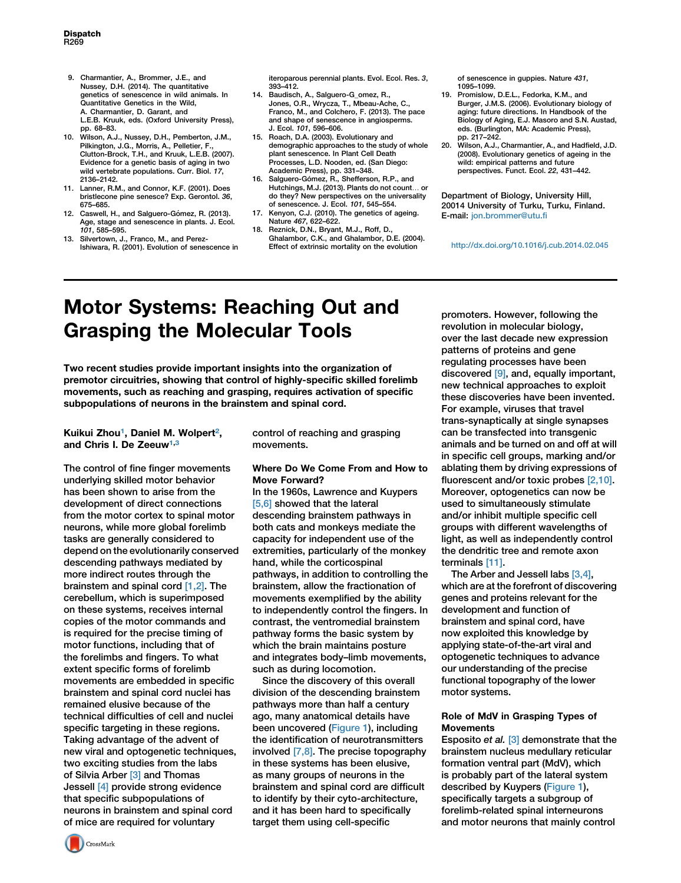9. Charmantier, A., Brommer, J.E., and Nussey, D.H. (2014). The quantitative genetics of senescence in wild animals. In Quantitative Genetics in the Wild, A. Charmantier, D. Garant, and L.E.B. Kruuk, eds. (Oxford University Press), pp. 68–83.
10. Wilson, A.J., Nussey, D.H., Pemberton, J.M., Pilkington, J.G., Morris, A., Pelletier, F., Clutton-Brock, T.H., and Kruuk, L.E.B. (2007). Evidence for a genetic basis of aging in two wild vertebrate populations. Curr. Biol. *17*, 2136–2142.
11. Lanner, R.M., and Connor, K.F. (2001). Does bristlecone pine senesce? Exp. Gerontol. *36*, 675–685.
12. Caswell, H., and Salguero-Gómez, R. (2013). Age, stage and senescence in plants. J. Ecol. *101*, 585–595.
13. Silvertown, J., Franco, M., and Perez-Ishiwara, R. (2001). Evolution of senescence in iteroparous perennial plants. Evol. Ecol. Res. *3*, 393–412.
14. Baudisch, A., Salguero-G_omez, R., Jones, O.R., Wrycza, T., Mbeau-Ache, C., Franco, M., and Colchero, F. (2013). The pace and shape of senescence in angiosperms. J. Ecol. *101*, 596–606.
15. Roach, D.A. (2003). Evolutionary and demographic approaches to the study of whole plant senescence. In Plant Cell Death Processes, L.D. Nooden, ed. (San Diego: Academic Press), pp. 331–348.
16. Salguero-Gómez, R., Shefferson, R.P., and Hutchings, M.J. (2013). Plants do not count… or do they? New perspectives on the universality of senescence. J. Ecol. *101*, 545–554.
17. Kenyon, C.J. (2010). The genetics of ageing. Nature *467*, 622–622.
18. Reznick, D.N., Bryant, M.J., Roff, D., Ghalambor, C.K., and Ghalambor, D.E. (2004). Effect of extrinsic mortality on the evolution of senescence in guppies. Nature *431*, 1095–1099.
19. Promislow, D.E.L., Fedorka, K.M., and Burger, J.M.S. (2006). Evolutionary biology of aging: future directions. In Handbook of the Biology of Aging, E.J. Masoro and S.N. Austad, eds. (Burlington, MA: Academic Press), pp. 217–242.
20. Wilson, A.J., Charmantier, A., and Hadfield, J.D. (2008). Evolutionary genetics of ageing in the wild: empirical patterns and future perspectives. Funct. Ecol. *22*, 431–442.

Department of Biology, University Hill, 20014 University of Turku, Turku, Finland.
E-mail: jon.brommer@utu.fi

http://dx.doi.org/10.1016/j.cub.2014.02.045

---

# Motor Systems: Reaching Out and Grasping the Molecular Tools

**Two recent studies provide important insights into the organization of premotor circuitries, showing that control of highly-specific skilled forelimb movements, such as reaching and grasping, requires activation of specific subpopulations of neurons in the brainstem and spinal cord.**

**Kuikui Zhou[1], Daniel M. Wolpert[2], and Chris I. De Zeeuw[1,3]**

The control of fine finger movements underlying skilled motor behavior has been shown to arise from the development of direct connections from the motor cortex to spinal motor neurons, while more global forelimb tasks are generally considered to depend on the evolutionarily conserved descending pathways mediated by more indirect routes through the brainstem and spinal cord [1,2]. The cerebellum, which is superimposed on these systems, receives internal copies of the motor commands and is required for the precise timing of motor functions, including that of the forelimbs and fingers. To what extent specific forms of forelimb movements are embedded in specific brainstem and spinal cord nuclei has remained elusive because of the technical difficulties of cell and nuclei specific targeting in these regions. Taking advantage of the advent of new viral and optogenetic techniques, two exciting studies from the labs of Silvia Arber [3] and Thomas Jessell [4] provide strong evidence that specific subpopulations of neurons in brainstem and spinal cord of mice are required for voluntary control of reaching and grasping movements.

## Where Do We Come From and How to Move Forward?

In the 1960s, Lawrence and Kuypers [5,6] showed that the lateral descending brainstem pathways in both cats and monkeys mediate the capacity for independent use of the extremities, particularly of the monkey hand, while the corticospinal pathways, in addition to controlling the brainstem, allow the fractionation of movements exemplified by the ability to independently control the fingers. In contrast, the ventromedial brainstem pathway forms the basic system by which the brain maintains posture and integrates body–limb movements, such as during locomotion.

Since the discovery of this overall division of the descending brainstem pathways more than half a century ago, many anatomical details have been uncovered (Figure 1), including the identification of neurotransmitters involved [7,8]. The precise topography in these systems has been elusive, as many groups of neurons in the brainstem and spinal cord are difficult to identify by their cyto-architecture, and it has been hard to specifically target them using cell-specific promoters. However, following the revolution in molecular biology, over the last decade new expression patterns of proteins and gene regulating processes have been discovered [9], and, equally important, new technical approaches to exploit these discoveries have been invented. For example, viruses that travel trans-synaptically at single synapses can be transfected into transgenic animals and be turned on and off at will in specific cell groups, marking and/or ablating them by driving expressions of fluorescent and/or toxic probes [2,10]. Moreover, optogenetics can now be used to simultaneously stimulate and/or inhibit multiple specific cell groups with different wavelengths of light, as well as independently control the dendritic tree and remote axon terminals [11].

The Arber and Jessell labs [3,4], which are at the forefront of discovering genes and proteins relevant for the development and function of brainstem and spinal cord, have now exploited this knowledge by applying state-of-the-art viral and optogenetic techniques to advance our understanding of the precise functional topography of the lower motor systems.

## Role of MdV in Grasping Types of Movements

Esposito *et al.* [3] demonstrate that the brainstem nucleus medullary reticular formation ventral part (MdV), which is probably part of the lateral system described by Kuypers (Figure 1), specifically targets a subgroup of forelimb-related spinal interneurons and motor neurons that mainly control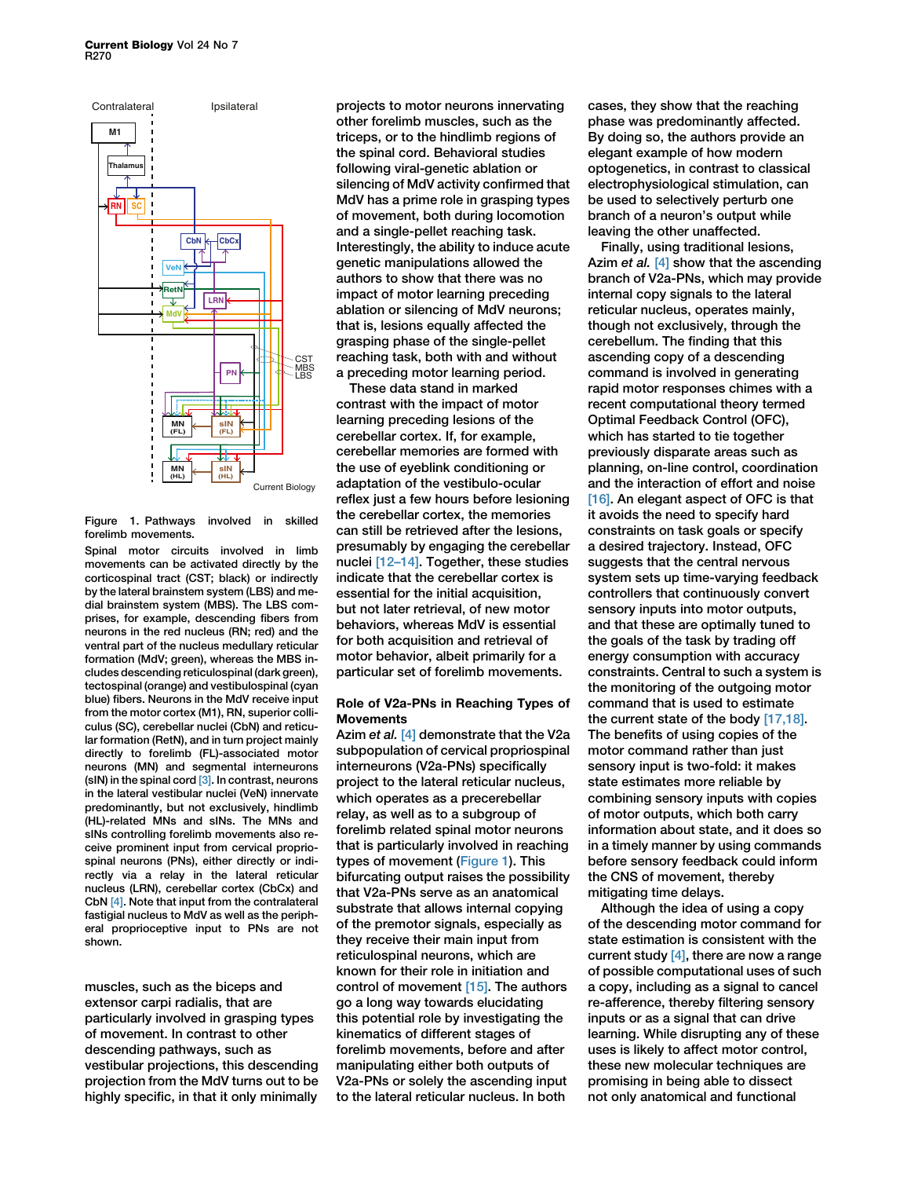Contralateral
Ipsilateral
M1
Thalamus
RN
SC
CbN
CbCx
VeN
RetN
LRN
MdV
CST
MBS
LBS
PN
MN (FL)
sIN (FL)
MN (HL)
sIN (HL)
Current Biology

Figure 1. Pathways involved in skilled forelimb movements.

Spinal motor circuits involved in limb movements can be activated directly by the corticospinal tract (CST; black) or indirectly by the lateral brainstem system (LBS) and medial brainstem system (MBS). The LBS comprises, for example, descending fibers from neurons in the red nucleus (RN; red) and the ventral part of the nucleus medullary reticular formation (MdV; green), whereas the MBS includes descending reticulospinal (dark green), tectospinal (orange) and vestibulospinal (cyan blue) fibers. Neurons in the MdV receive input from the motor cortex (M1), RN, superior colliculus (SC), cerebellar nuclei (CbN) and reticular formation (RetN), and in turn project mainly directly to forelimb (FL)-associated motor neurons (MN) and segmental interneurons (sIN) in the spinal cord [3]. In contrast, neurons in the lateral vestibular nuclei (VeN) innervate predominantly, but not exclusively, hindlimb (HL)-related MNs and sINs. The MNs and sINs controlling forelimb movements also receive prominent input from cervical propriospinal neurons (PNs), either directly or indirectly via a relay in the lateral reticular nucleus (LRN), cerebellar cortex (CbCx) and CbN [4]. Note that input from the contralateral fastigial nucleus to MdV as well as the peripheral proprioceptive input to PNs are not shown.

muscles, such as the biceps and extensor carpi radialis, that are particularly involved in grasping types of movement. In contrast to other descending pathways, such as vestibular projections, this descending projection from the MdV turns out to be highly specific, in that it only minimally projects to motor neurons innervating other forelimb muscles, such as the triceps, or to the hindlimb regions of the spinal cord. Behavioral studies following viral-genetic ablation or silencing of MdV activity confirmed that MdV has a prime role in grasping types of movement, both during locomotion and a single-pellet reaching task. Interestingly, the ability to induce acute genetic manipulations allowed the authors to show that there was no impact of motor learning preceding ablation or silencing of MdV neurons; that is, lesions equally affected the grasping phase of the single-pellet reaching task, both with and without a preceding motor learning period.

These data stand in marked contrast with the impact of motor learning preceding lesions of the cerebellar cortex. If, for example, cerebellar memories are formed with the use of eyeblink conditioning or adaptation of the vestibulo-ocular reflex just a few hours before lesioning the cerebellar cortex, the memories can still be retrieved after the lesions, presumably by engaging the cerebellar nuclei [12–14]. Together, these studies indicate that the cerebellar cortex is essential for the initial acquisition, but not later retrieval, of new motor behaviors, whereas MdV is essential for both acquisition and retrieval of motor behavior, albeit primarily for a particular set of forelimb movements.

## Role of V2a-PNs in Reaching Types of Movements

Azim *et al.* [4] demonstrate that the V2a subpopulation of cervical propriospinal interneurons (V2a-PNs) specifically project to the lateral reticular nucleus, which operates as a precerebellar relay, as well as to a subgroup of forelimb related spinal motor neurons that is particularly involved in reaching types of movement (Figure 1). This bifurcating output raises the possibility that V2a-PNs serve as an anatomical substrate that allows internal copying of the premotor signals, especially as they receive their main input from reticulospinal neurons, which are known for their role in initiation and control of movement [15]. The authors go a long way towards elucidating this potential role by investigating the kinematics of different stages of forelimb movements, before and after manipulating either both outputs of V2a-PNs or solely the ascending input to the lateral reticular nucleus. In both cases, they show that the reaching phase was predominantly affected. By doing so, the authors provide an elegant example of how modern optogenetics, in contrast to classical electrophysiological stimulation, can be used to selectively perturb one branch of a neuron's output while leaving the other unaffected.

Finally, using traditional lesions, Azim *et al.* [4] show that the ascending branch of V2a-PNs, which may provide internal copy signals to the lateral reticular nucleus, operates mainly, though not exclusively, through the cerebellum. The finding that this ascending copy of a descending command is involved in generating rapid motor responses chimes with a recent computational theory termed Optimal Feedback Control (OFC), which has started to tie together previously disparate areas such as planning, on-line control, coordination and the interaction of effort and noise [16]. An elegant aspect of OFC is that it avoids the need to specify hard constraints on task goals or specify a desired trajectory. Instead, OFC suggests that the central nervous system sets up time-varying feedback controllers that continuously convert sensory inputs into motor outputs, and that these are optimally tuned to the goals of the task by trading off energy consumption with accuracy constraints. Central to such a system is the monitoring of the outgoing motor command that is used to estimate the current state of the body [17,18]. The benefits of using copies of the motor command rather than just sensory input is two-fold: it makes state estimates more reliable by combining sensory inputs with copies of motor outputs, which both carry information about state, and it does so in a timely manner by using commands before sensory feedback could inform the CNS of movement, thereby mitigating time delays.

Although the idea of using a copy of the descending motor command for state estimation is consistent with the current study [4], there are now a range of possible computational uses of such a copy, including as a signal to cancel re-afference, thereby filtering sensory inputs or as a signal that can drive learning. While disrupting any of these uses is likely to affect motor control, these new molecular techniques are promising in being able to dissect not only anatomical and functional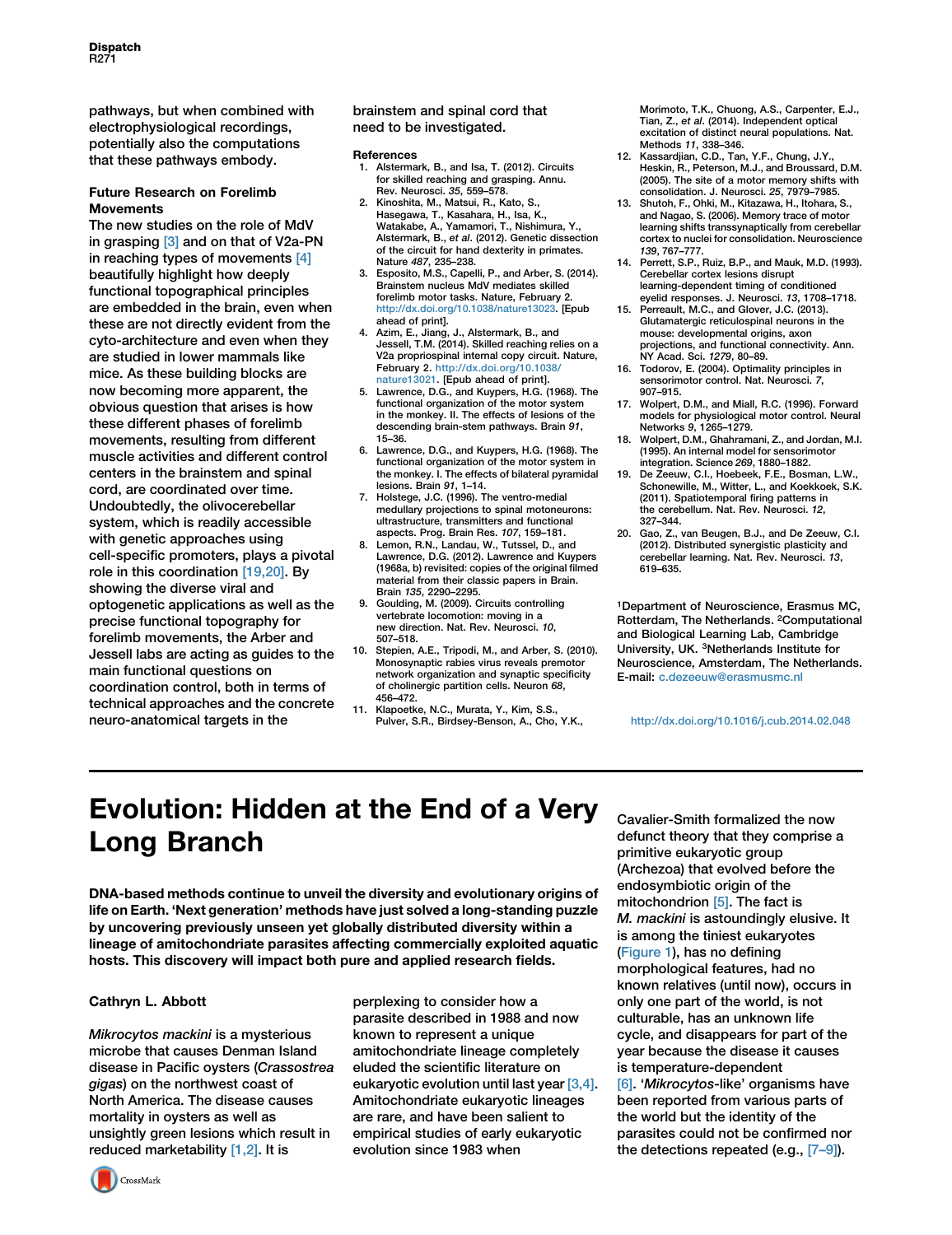pathways, but when combined with electrophysiological recordings, potentially also the computations that these pathways embody.

### Future Research on Forelimb Movements

The new studies on the role of MdV in grasping [3] and on that of V2a-PN in reaching types of movements [4] beautifully highlight how deeply functional topographical principles are embedded in the brain, even when these are not directly evident from the cyto-architecture and even when they are studied in lower mammals like mice. As these building blocks are now becoming more apparent, the obvious question that arises is how these different phases of forelimb movements, resulting from different muscle activities and different control centers in the brainstem and spinal cord, are coordinated over time. Undoubtedly, the olivocerebellar system, which is readily accessible with genetic approaches using cell-specific promoters, plays a pivotal role in this coordination [19,20]. By showing the diverse viral and optogenetic applications as well as the precise functional topography for forelimb movements, the Arber and Jessell labs are acting as guides to the main functional questions on coordination control, both in terms of technical approaches and the concrete neuro-anatomical targets in the brainstem and spinal cord that need to be investigated.

### References

1. Alstermark, B., and Isa, T. (2012). Circuits for skilled reaching and grasping. Annu. Rev. Neurosci. *35*, 559–578.
2. Kinoshita, M., Matsui, R., Kato, S., Hasegawa, T., Kasahara, H., Isa, K., Watakabe, A., Yamamori, T., Nishimura, Y., Alstermark, B., *et al*. (2012). Genetic dissection of the circuit for hand dexterity in primates. Nature *487*, 235–238.
3. Esposito, M.S., Capelli, P., and Arber, S. (2014). Brainstem nucleus MdV mediates skilled forelimb motor tasks. Nature, February 2. http://dx.doi.org/10.1038/nature13023. [Epub ahead of print].
4. Azim, E., Jiang, J., Alstermark, B., and Jessell, T.M. (2014). Skilled reaching relies on a V2a propriospinal internal copy circuit. Nature, February 2. http://dx.doi.org/10.1038/nature13021. [Epub ahead of print].
5. Lawrence, D.G., and Kuypers, H.G. (1968). The functional organization of the motor system in the monkey. II. The effects of lesions of the descending brain-stem pathways. Brain *91*, 15–36.
6. Lawrence, D.G., and Kuypers, H.G. (1968). The functional organization of the motor system in the monkey. I. The effects of bilateral pyramidal lesions. Brain *91*, 1–14.
7. Holstege, J.C. (1996). The ventro-medial medullary projections to spinal motoneurons: ultrastructure, transmitters and functional aspects. Prog. Brain Res. *107*, 159–181.
8. Lemon, R.N., Landau, W., Tutssel, D., and Lawrence, D.G. (2012). Lawrence and Kuypers (1968a, b) revisited: copies of the original filmed material from their classic papers in Brain. Brain *135*, 2290–2295.
9. Goulding, M. (2009). Circuits controlling vertebrate locomotion: moving in a new direction. Nat. Rev. Neurosci. *10*, 507–518.
10. Stepien, A.E., Tripodi, M., and Arber, S. (2010). Monosynaptic rabies virus reveals premotor network organization and synaptic specificity of cholinergic partition cells. Neuron *68*, 456–472.
11. Klapoetke, N.C., Murata, Y., Kim, S.S., Pulver, S.R., Birdsey-Benson, A., Cho, Y.K., Morimoto, T.K., Chuong, A.S., Carpenter, E.J., Tian, Z., *et al*. (2014). Independent optical excitation of distinct neural populations. Nat. Methods *11*, 338–346.
12. Kassardjian, C.D., Tan, Y.F., Chung, J.Y., Heskin, R., Peterson, M.J., and Broussard, D.M. (2005). The site of a motor memory shifts with consolidation. J. Neurosci. *25*, 7979–7985.
13. Shutoh, F., Ohki, M., Kitazawa, H., Itohara, S., and Nagao, S. (2006). Memory trace of motor learning shifts transsynaptically from cerebellar cortex to nuclei for consolidation. Neuroscience *139*, 767–777.
14. Perrett, S.P., Ruiz, B.P., and Mauk, M.D. (1993). Cerebellar cortex lesions disrupt learning-dependent timing of conditioned eyelid responses. J. Neurosci. *13*, 1708–1718.
15. Perreault, M.C., and Glover, J.C. (2013). Glutamatergic reticulospinal neurons in the mouse: developmental origins, axon projections, and functional connectivity. Ann. NY Acad. Sci. *1279*, 80–89.
16. Todorov, E. (2004). Optimality principles in sensorimotor control. Nat. Neurosci. *7*, 907–915.
17. Wolpert, D.M., and Miall, R.C. (1996). Forward models for physiological motor control. Neural Networks *9*, 1265–1279.
18. Wolpert, D.M., Ghahramani, Z., and Jordan, M.I. (1995). An internal model for sensorimotor integration. Science *269*, 1880–1882.
19. De Zeeuw, C.I., Hoebeek, F.E., Bosman, L.W., Schonewille, M., Witter, L., and Koekkoek, S.K. (2011). Spatiotemporal firing patterns in the cerebellum. Nat. Rev. Neurosci. *12*, 327–344.
20. Gao, Z., van Beugen, B.J., and De Zeeuw, C.I. (2012). Distributed synergistic plasticity and cerebellar learning. Nat. Rev. Neurosci. *13*, 619–635.

[1]Department of Neuroscience, Erasmus MC, Rotterdam, The Netherlands. [2]Computational and Biological Learning Lab, Cambridge University, UK. [3]Netherlands Institute for Neuroscience, Amsterdam, The Netherlands. E-mail: c.dezeeuw@erasmusmc.nl

http://dx.doi.org/10.1016/j.cub.2014.02.048

# Evolution: Hidden at the End of a Very Long Branch

**DNA-based methods continue to unveil the diversity and evolutionary origins of life on Earth. 'Next generation' methods have just solved a long-standing puzzle by uncovering previously unseen yet globally distributed diversity within a lineage of amitochondriate parasites affecting commercially exploited aquatic hosts. This discovery will impact both pure and applied research fields.**

**Cathryn L. Abbott**

*Mikrocytos mackini* is a mysterious microbe that causes Denman Island disease in Pacific oysters (*Crassostrea gigas*) on the northwest coast of North America. The disease causes mortality in oysters as well as unsightly green lesions which result in reduced marketability [1,2]. It is perplexing to consider how a parasite described in 1988 and now known to represent a unique amitochondriate lineage completely eluded the scientific literature on eukaryotic evolution until last year [3,4]. Amitochondriate eukaryotic lineages are rare, and have been salient to empirical studies of early eukaryotic evolution since 1983 when Cavalier-Smith formalized the now defunct theory that they comprise a primitive eukaryotic group (Archezoa) that evolved before the endosymbiotic origin of the mitochondrion [5]. The fact is *M. mackini* is astoundingly elusive. It is among the tiniest eukaryotes (Figure 1), has no defining morphological features, had no known relatives (until now), occurs in only one part of the world, is not culturable, has an unknown life cycle, and disappears for part of the year because the disease it causes is temperature-dependent [6]. '*Mikrocytos*-like' organisms have been reported from various parts of the world but the identity of the parasites could not be confirmed nor the detections repeated (e.g., [7–9]).